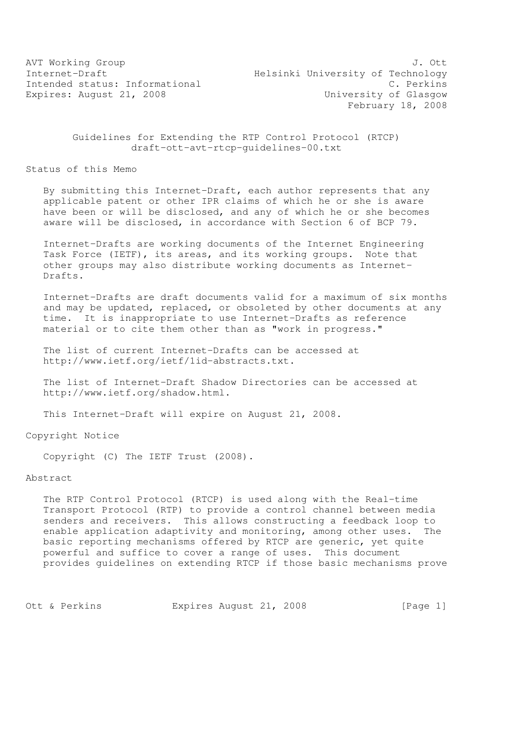AVT Working Group  
Internet-Draft  
Intended status: Informational  
Expires: August 21, 2008

J. Ott  
Helsinki University of Technology  
C. Perkins  
University of Glasgow  
February 18, 2008

# Guidelines for Extending the RTP Control Protocol (RTCP)
## draft-ott-avt-rtcp-guidelines-00.txt

## Status of this Memo

By submitting this Internet-Draft, each author represents that any applicable patent or other IPR claims of which he or she is aware have been or will be disclosed, and any of which he or she becomes aware will be disclosed, in accordance with Section 6 of BCP 79.

Internet-Drafts are working documents of the Internet Engineering Task Force (IETF), its areas, and its working groups. Note that other groups may also distribute working documents as Internet-Drafts.

Internet-Drafts are draft documents valid for a maximum of six months and may be updated, replaced, or obsoleted by other documents at any time. It is inappropriate to use Internet-Drafts as reference material or to cite them other than as "work in progress."

The list of current Internet-Drafts can be accessed at http://www.ietf.org/ietf/1id-abstracts.txt.

The list of Internet-Draft Shadow Directories can be accessed at http://www.ietf.org/shadow.html.

This Internet-Draft will expire on August 21, 2008.

## Copyright Notice

Copyright (C) The IETF Trust (2008).

## Abstract

The RTP Control Protocol (RTCP) is used along with the Real-time Transport Protocol (RTP) to provide a control channel between media senders and receivers. This allows constructing a feedback loop to enable application adaptivity and monitoring, among other uses. The basic reporting mechanisms offered by RTCP are generic, yet quite powerful and suffice to cover a range of uses. This document provides guidelines on extending RTCP if those basic mechanisms prove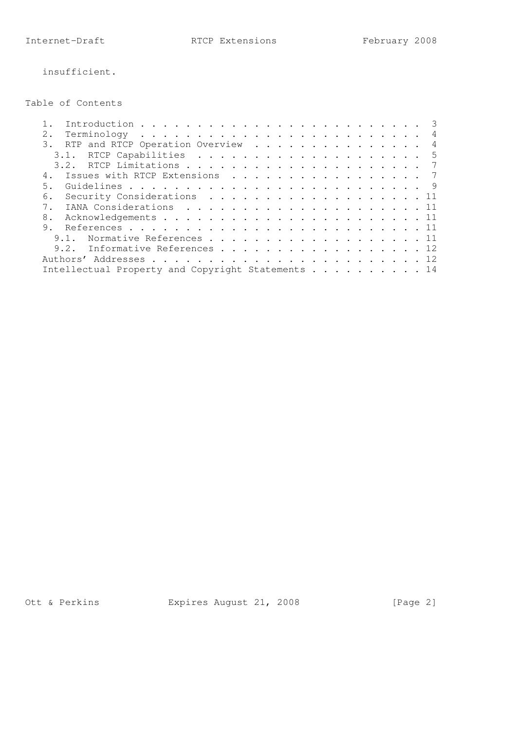insufficient.

## Table of Contents

```
   1.  Introduction . . . . . . . . . . . . . . . . . . . . . . . . .  3
   2.  Terminology  . . . . . . . . . . . . . . . . . . . . . . . . .  4
   3.  RTP and RTCP Operation Overview  . . . . . . . . . . . . . . .  4
     3.1.  RTCP Capabilities  . . . . . . . . . . . . . . . . . . . .  5
     3.2.  RTCP Limitations . . . . . . . . . . . . . . . . . . . . .  7
   4.  Issues with RTCP Extensions  . . . . . . . . . . . . . . . . .  7
   5.  Guidelines . . . . . . . . . . . . . . . . . . . . . . . . . .  9
   6.  Security Considerations  . . . . . . . . . . . . . . . . . . . 11
   7.  IANA Considerations  . . . . . . . . . . . . . . . . . . . . . 11
   8.  Acknowledgements . . . . . . . . . . . . . . . . . . . . . . . 11
   9.  References . . . . . . . . . . . . . . . . . . . . . . . . . . 11
     9.1.  Normative References . . . . . . . . . . . . . . . . . . . 11
     9.2.  Informative References . . . . . . . . . . . . . . . . . . 12
   Authors' Addresses . . . . . . . . . . . . . . . . . . . . . . . . 12
   Intellectual Property and Copyright Statements . . . . . . . . . . 14
```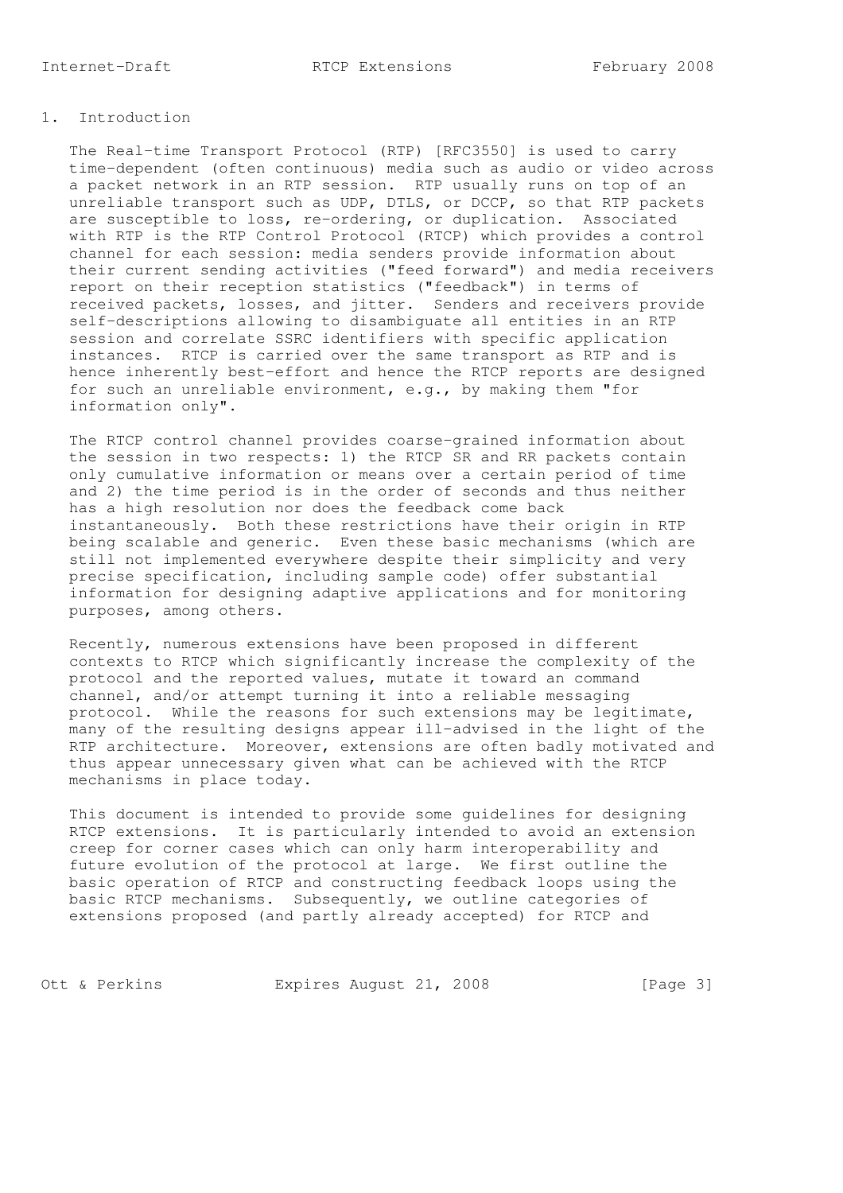## 1. Introduction

The Real-time Transport Protocol (RTP) [RFC3550] is used to carry time-dependent (often continuous) media such as audio or video across a packet network in an RTP session. RTP usually runs on top of an unreliable transport such as UDP, DTLS, or DCCP, so that RTP packets are susceptible to loss, re-ordering, or duplication. Associated with RTP is the RTP Control Protocol (RTCP) which provides a control channel for each session: media senders provide information about their current sending activities ("feed forward") and media receivers report on their reception statistics ("feedback") in terms of received packets, losses, and jitter. Senders and receivers provide self-descriptions allowing to disambiguate all entities in an RTP session and correlate SSRC identifiers with specific application instances. RTCP is carried over the same transport as RTP and is hence inherently best-effort and hence the RTCP reports are designed for such an unreliable environment, e.g., by making them "for information only".

The RTCP control channel provides coarse-grained information about the session in two respects: 1) the RTCP SR and RR packets contain only cumulative information or means over a certain period of time and 2) the time period is in the order of seconds and thus neither has a high resolution nor does the feedback come back instantaneously. Both these restrictions have their origin in RTP being scalable and generic. Even these basic mechanisms (which are still not implemented everywhere despite their simplicity and very precise specification, including sample code) offer substantial information for designing adaptive applications and for monitoring purposes, among others.

Recently, numerous extensions have been proposed in different contexts to RTCP which significantly increase the complexity of the protocol and the reported values, mutate it toward an command channel, and/or attempt turning it into a reliable messaging protocol. While the reasons for such extensions may be legitimate, many of the resulting designs appear ill-advised in the light of the RTP architecture. Moreover, extensions are often badly motivated and thus appear unnecessary given what can be achieved with the RTCP mechanisms in place today.

This document is intended to provide some guidelines for designing RTCP extensions. It is particularly intended to avoid an extension creep for corner cases which can only harm interoperability and future evolution of the protocol at large. We first outline the basic operation of RTCP and constructing feedback loops using the basic RTCP mechanisms. Subsequently, we outline categories of extensions proposed (and partly already accepted) for RTCP and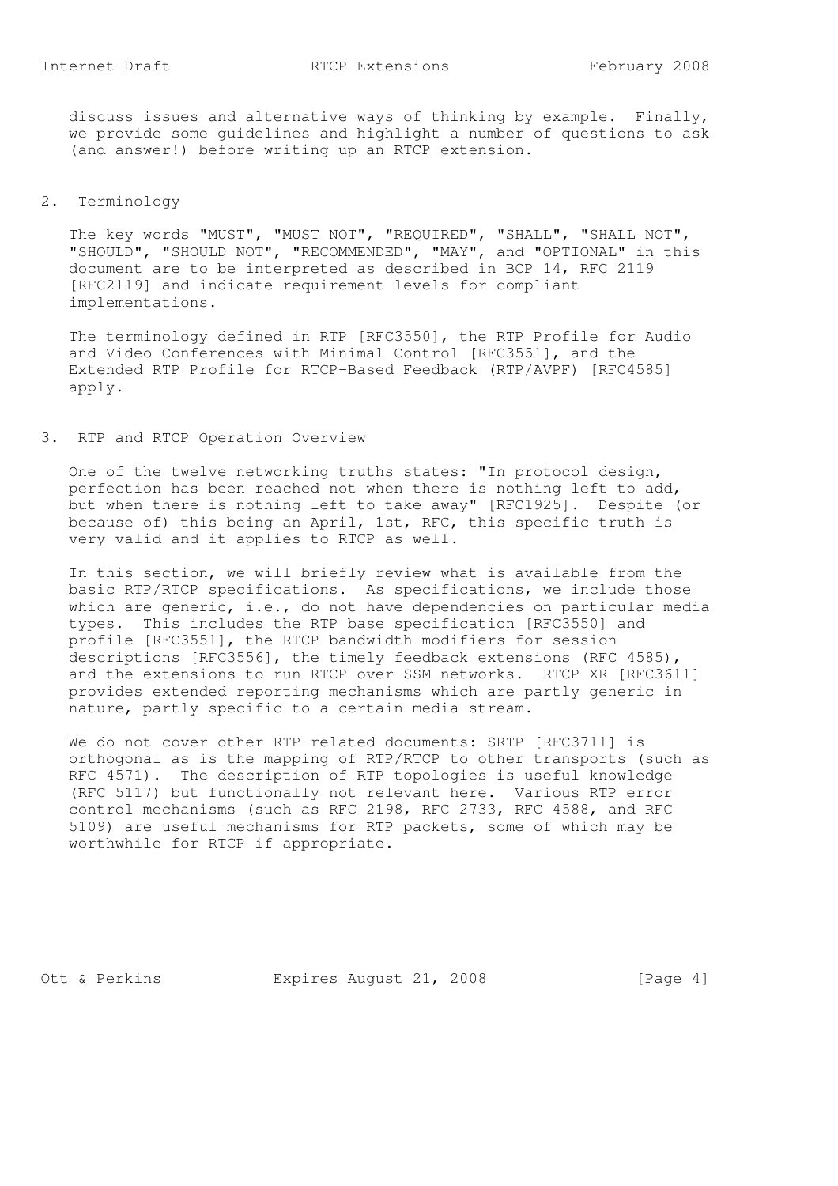discuss issues and alternative ways of thinking by example. Finally, we provide some guidelines and highlight a number of questions to ask (and answer!) before writing up an RTCP extension.

## 2. Terminology

The key words "MUST", "MUST NOT", "REQUIRED", "SHALL", "SHALL NOT", "SHOULD", "SHOULD NOT", "RECOMMENDED", "MAY", and "OPTIONAL" in this document are to be interpreted as described in BCP 14, RFC 2119 [RFC2119] and indicate requirement levels for compliant implementations.

The terminology defined in RTP [RFC3550], the RTP Profile for Audio and Video Conferences with Minimal Control [RFC3551], and the Extended RTP Profile for RTCP-Based Feedback (RTP/AVPF) [RFC4585] apply.

## 3. RTP and RTCP Operation Overview

One of the twelve networking truths states: "In protocol design, perfection has been reached not when there is nothing left to add, but when there is nothing left to take away" [RFC1925]. Despite (or because of) this being an April, 1st, RFC, this specific truth is very valid and it applies to RTCP as well.

In this section, we will briefly review what is available from the basic RTP/RTCP specifications. As specifications, we include those which are generic, i.e., do not have dependencies on particular media types. This includes the RTP base specification [RFC3550] and profile [RFC3551], the RTCP bandwidth modifiers for session descriptions [RFC3556], the timely feedback extensions (RFC 4585), and the extensions to run RTCP over SSM networks. RTCP XR [RFC3611] provides extended reporting mechanisms which are partly generic in nature, partly specific to a certain media stream.

We do not cover other RTP-related documents: SRTP [RFC3711] is orthogonal as is the mapping of RTP/RTCP to other transports (such as RFC 4571). The description of RTP topologies is useful knowledge (RFC 5117) but functionally not relevant here. Various RTP error control mechanisms (such as RFC 2198, RFC 2733, RFC 4588, and RFC 5109) are useful mechanisms for RTP packets, some of which may be worthwhile for RTCP if appropriate.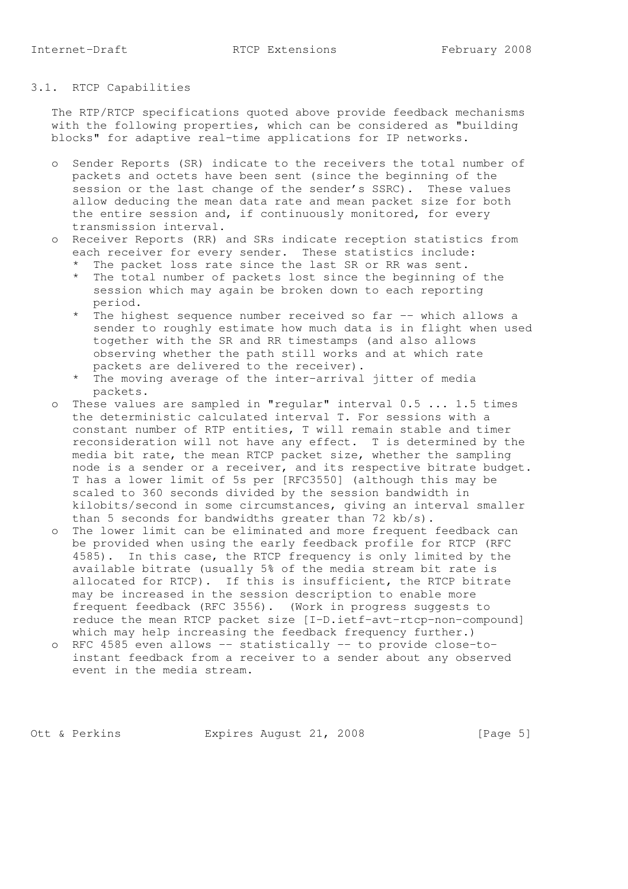## 3.1. RTCP Capabilities

The RTP/RTCP specifications quoted above provide feedback mechanisms with the following properties, which can be considered as "building blocks" for adaptive real-time applications for IP networks.

- Sender Reports (SR) indicate to the receivers the total number of packets and octets have been sent (since the beginning of the session or the last change of the sender's SSRC). These values allow deducing the mean data rate and mean packet size for both the entire session and, if continuously monitored, for every transmission interval.
- Receiver Reports (RR) and SRs indicate reception statistics from each receiver for every sender. These statistics include:
  - The packet loss rate since the last SR or RR was sent.
  - The total number of packets lost since the beginning of the session which may again be broken down to each reporting period.
  - The highest sequence number received so far -- which allows a sender to roughly estimate how much data is in flight when used together with the SR and RR timestamps (and also allows observing whether the path still works and at which rate packets are delivered to the receiver).
  - The moving average of the inter-arrival jitter of media packets.
- These values are sampled in "regular" interval 0.5 ... 1.5 times the deterministic calculated interval T. For sessions with a constant number of RTP entities, T will remain stable and timer reconsideration will not have any effect. T is determined by the media bit rate, the mean RTCP packet size, whether the sampling node is a sender or a receiver, and its respective bitrate budget. T has a lower limit of 5s per [RFC3550] (although this may be scaled to 360 seconds divided by the session bandwidth in kilobits/second in some circumstances, giving an interval smaller than 5 seconds for bandwidths greater than 72 kb/s).
- The lower limit can be eliminated and more frequent feedback can be provided when using the early feedback profile for RTCP (RFC 4585). In this case, the RTCP frequency is only limited by the available bitrate (usually 5% of the media stream bit rate is allocated for RTCP). If this is insufficient, the RTCP bitrate may be increased in the session description to enable more frequent feedback (RFC 3556). (Work in progress suggests to reduce the mean RTCP packet size [I-D.ietf-avt-rtcp-non-compound] which may help increasing the feedback frequency further.)
- RFC 4585 even allows -- statistically -- to provide close-to-instant feedback from a receiver to a sender about any observed event in the media stream.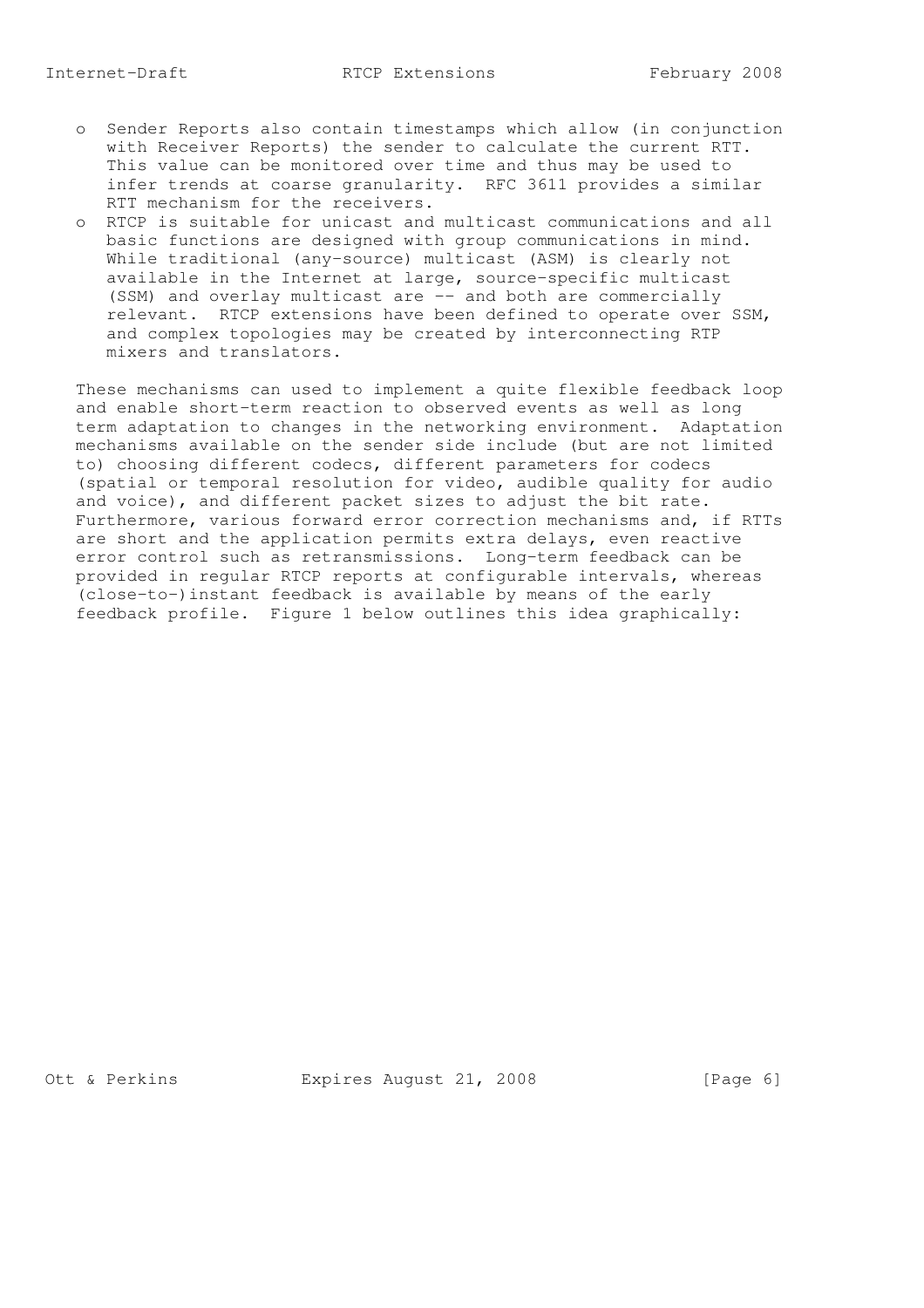- Sender Reports also contain timestamps which allow (in conjunction with Receiver Reports) the sender to calculate the current RTT. This value can be monitored over time and thus may be used to infer trends at coarse granularity. RFC 3611 provides a similar RTT mechanism for the receivers.
- RTCP is suitable for unicast and multicast communications and all basic functions are designed with group communications in mind. While traditional (any-source) multicast (ASM) is clearly not available in the Internet at large, source-specific multicast (SSM) and overlay multicast are -- and both are commercially relevant. RTCP extensions have been defined to operate over SSM, and complex topologies may be created by interconnecting RTP mixers and translators.

These mechanisms can used to implement a quite flexible feedback loop and enable short-term reaction to observed events as well as long term adaptation to changes in the networking environment. Adaptation mechanisms available on the sender side include (but are not limited to) choosing different codecs, different parameters for codecs (spatial or temporal resolution for video, audible quality for audio and voice), and different packet sizes to adjust the bit rate. Furthermore, various forward error correction mechanisms and, if RTTs are short and the application permits extra delays, even reactive error control such as retransmissions. Long-term feedback can be provided in regular RTCP reports at configurable intervals, whereas (close-to-)instant feedback is available by means of the early feedback profile. Figure 1 below outlines this idea graphically: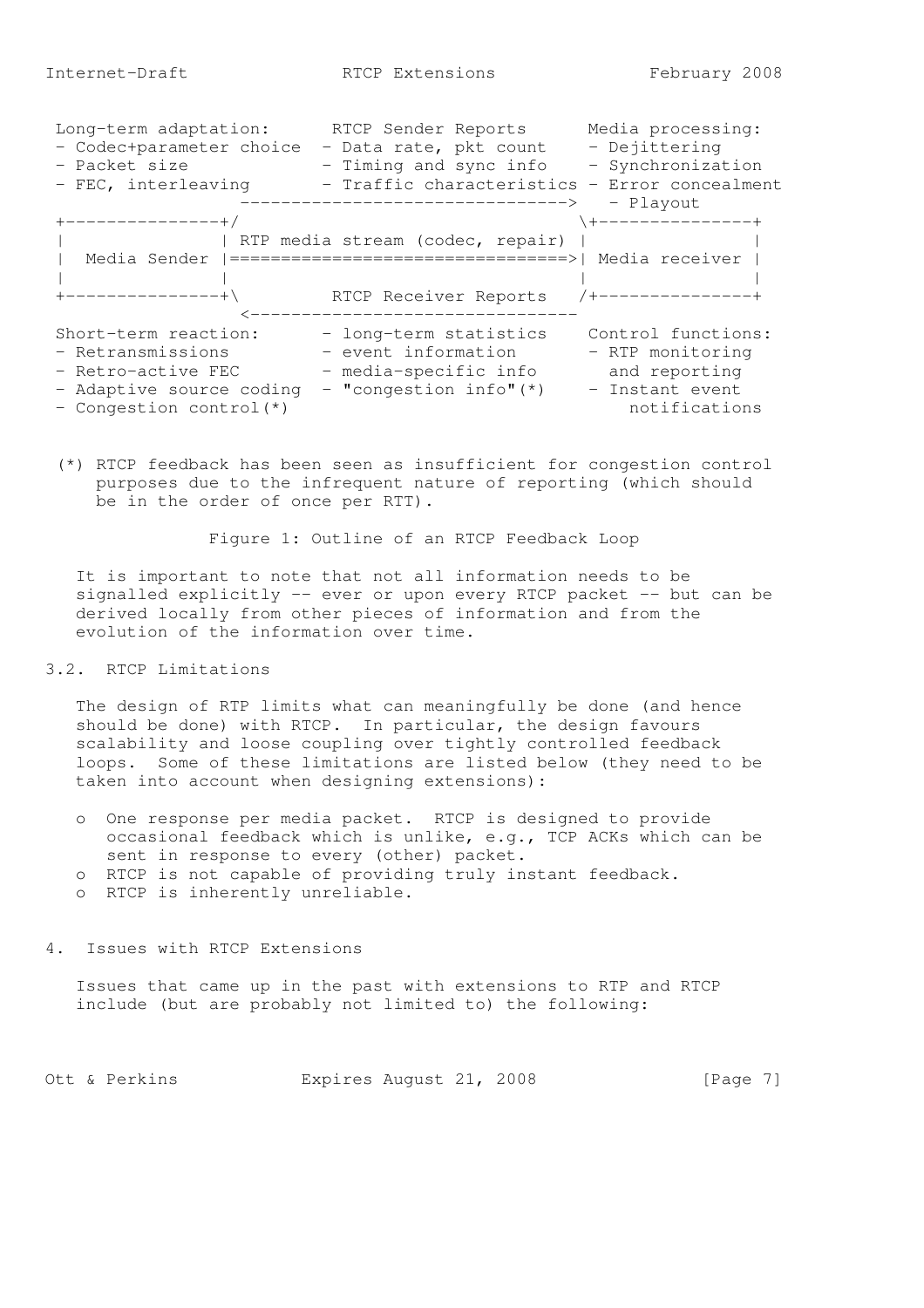```
Long-term adaptation:      RTCP Sender Reports      Media processing:
- Codec+parameter choice  - Data rate, pkt count    - Dejittering
- Packet size             - Timing and sync info    - Synchronization
- FEC, interleaving       - Traffic characteristics - Error concealment
               ------------------------------->   - Playout
+---------------+/                                 \+---------------+
|               | RTP media stream (codec, repair) |               |
|  Media Sender |=================================>| Media receiver |
|               |                                  |               |
+---------------+\         RTCP Receiver Reports   /+---------------+
                 <--------------------------------
Short-term reaction:      - long-term statistics    Control functions:
- Retransmissions         - event information       - RTP monitoring
- Retro-active FEC        - media-specific info       and reporting
- Adaptive source coding  - "congestion info"(*)    - Instant event
- Congestion control(*)                                notifications
```

(*) RTCP feedback has been seen as insufficient for congestion control purposes due to the infrequent nature of reporting (which should be in the order of once per RTT).

Figure 1: Outline of an RTCP Feedback Loop

It is important to note that not all information needs to be signalled explicitly -- ever or upon every RTCP packet -- but can be derived locally from other pieces of information and from the evolution of the information over time.

## 3.2. RTCP Limitations

The design of RTP limits what can meaningfully be done (and hence should be done) with RTCP. In particular, the design favours scalability and loose coupling over tightly controlled feedback loops. Some of these limitations are listed below (they need to be taken into account when designing extensions):

- One response per media packet. RTCP is designed to provide occasional feedback which is unlike, e.g., TCP ACKs which can be sent in response to every (other) packet.
- RTCP is not capable of providing truly instant feedback.
- RTCP is inherently unreliable.

# 4. Issues with RTCP Extensions

Issues that came up in the past with extensions to RTP and RTCP include (but are probably not limited to) the following: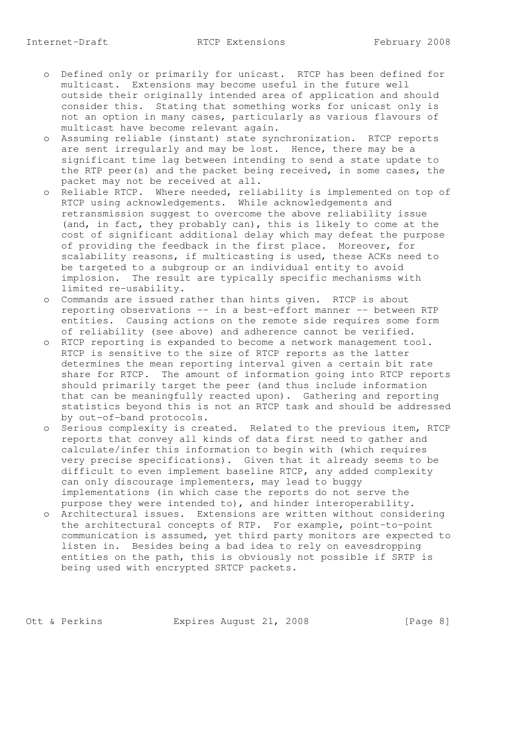- Defined only or primarily for unicast. RTCP has been defined for multicast. Extensions may become useful in the future well outside their originally intended area of application and should consider this. Stating that something works for unicast only is not an option in many cases, particularly as various flavours of multicast have become relevant again.
- Assuming reliable (instant) state synchronization. RTCP reports are sent irregularly and may be lost. Hence, there may be a significant time lag between intending to send a state update to the RTP peer(s) and the packet being received, in some cases, the packet may not be received at all.
- Reliable RTCP. Where needed, reliability is implemented on top of RTCP using acknowledgements. While acknowledgements and retransmission suggest to overcome the above reliability issue (and, in fact, they probably can), this is likely to come at the cost of significant additional delay which may defeat the purpose of providing the feedback in the first place. Moreover, for scalability reasons, if multicasting is used, these ACKs need to be targeted to a subgroup or an individual entity to avoid implosion. The result are typically specific mechanisms with limited re-usability.
- Commands are issued rather than hints given. RTCP is about reporting observations -- in a best-effort manner -- between RTP entities. Causing actions on the remote side requires some form of reliability (see above) and adherence cannot be verified.
- RTCP reporting is expanded to become a network management tool. RTCP is sensitive to the size of RTCP reports as the latter determines the mean reporting interval given a certain bit rate share for RTCP. The amount of information going into RTCP reports should primarily target the peer (and thus include information that can be meaningfully reacted upon). Gathering and reporting statistics beyond this is not an RTCP task and should be addressed by out-of-band protocols.
- Serious complexity is created. Related to the previous item, RTCP reports that convey all kinds of data first need to gather and calculate/infer this information to begin with (which requires very precise specifications). Given that it already seems to be difficult to even implement baseline RTCP, any added complexity can only discourage implementers, may lead to buggy implementations (in which case the reports do not serve the purpose they were intended to), and hinder interoperability.
- Architectural issues. Extensions are written without considering the architectural concepts of RTP. For example, point-to-point communication is assumed, yet third party monitors are expected to listen in. Besides being a bad idea to rely on eavesdropping entities on the path, this is obviously not possible if SRTP is being used with encrypted SRTCP packets.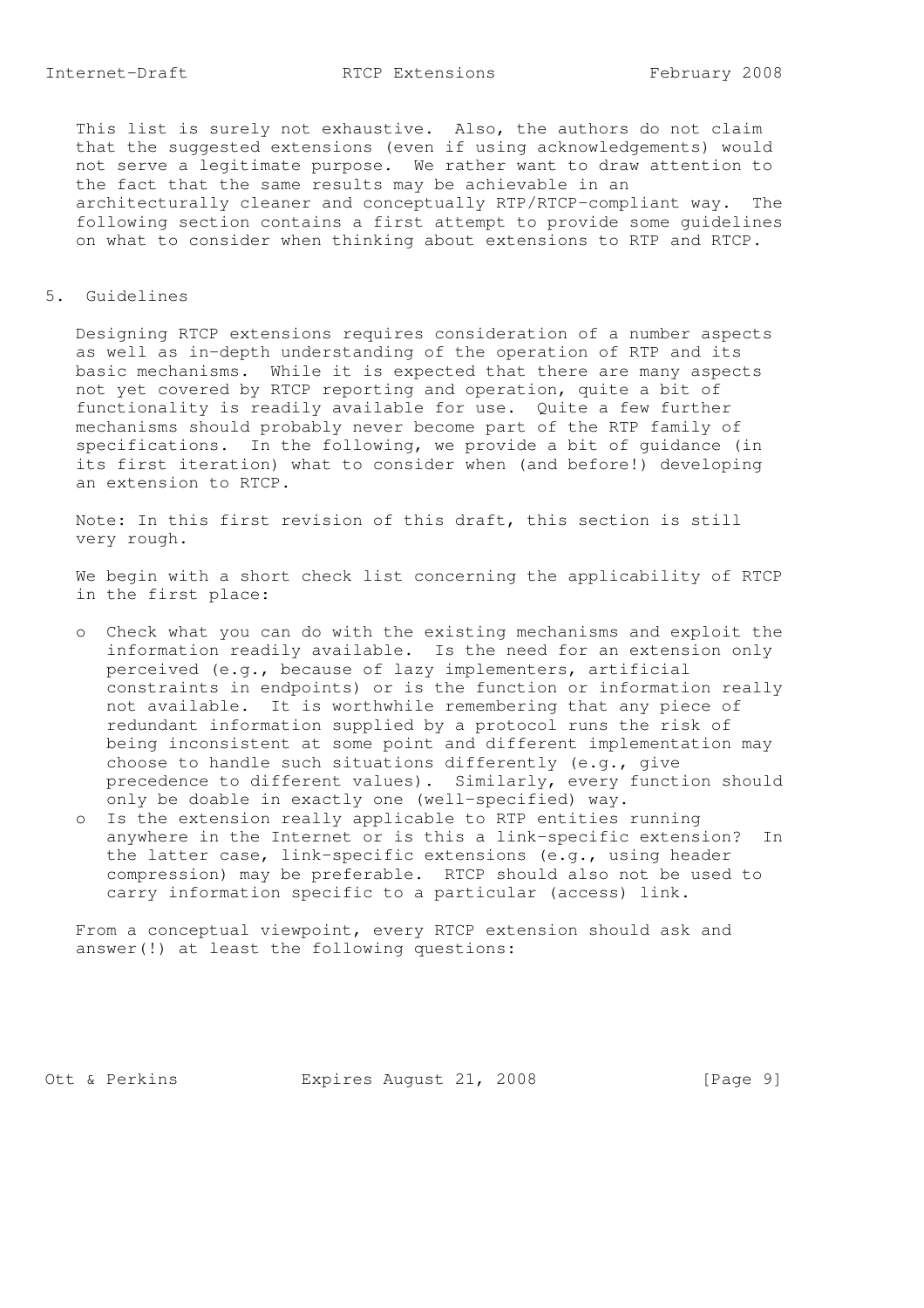This list is surely not exhaustive. Also, the authors do not claim that the suggested extensions (even if using acknowledgements) would not serve a legitimate purpose. We rather want to draw attention to the fact that the same results may be achievable in an architecturally cleaner and conceptually RTP/RTCP-compliant way. The following section contains a first attempt to provide some guidelines on what to consider when thinking about extensions to RTP and RTCP.

## 5. Guidelines

Designing RTCP extensions requires consideration of a number aspects as well as in-depth understanding of the operation of RTP and its basic mechanisms. While it is expected that there are many aspects not yet covered by RTCP reporting and operation, quite a bit of functionality is readily available for use. Quite a few further mechanisms should probably never become part of the RTP family of specifications. In the following, we provide a bit of guidance (in its first iteration) what to consider when (and before!) developing an extension to RTCP.

Note: In this first revision of this draft, this section is still very rough.

We begin with a short check list concerning the applicability of RTCP in the first place:

- Check what you can do with the existing mechanisms and exploit the information readily available. Is the need for an extension only perceived (e.g., because of lazy implementers, artificial constraints in endpoints) or is the function or information really not available. It is worthwhile remembering that any piece of redundant information supplied by a protocol runs the risk of being inconsistent at some point and different implementation may choose to handle such situations differently (e.g., give precedence to different values). Similarly, every function should only be doable in exactly one (well-specified) way.
- Is the extension really applicable to RTP entities running anywhere in the Internet or is this a link-specific extension? In the latter case, link-specific extensions (e.g., using header compression) may be preferable. RTCP should also not be used to carry information specific to a particular (access) link.

From a conceptual viewpoint, every RTCP extension should ask and answer(!) at least the following questions: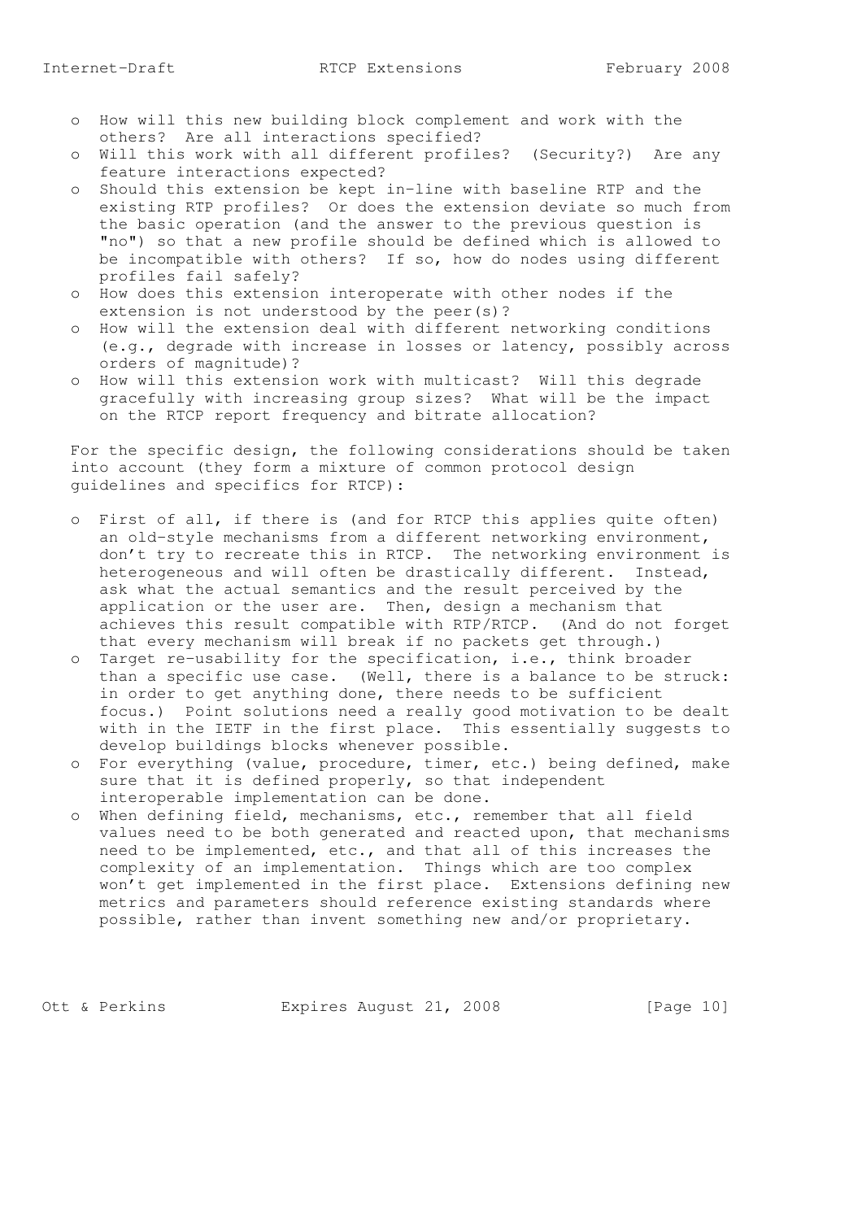- How will this new building block complement and work with the others? Are all interactions specified?
- Will this work with all different profiles? (Security?) Are any feature interactions expected?
- Should this extension be kept in-line with baseline RTP and the existing RTP profiles? Or does the extension deviate so much from the basic operation (and the answer to the previous question is "no") so that a new profile should be defined which is allowed to be incompatible with others? If so, how do nodes using different profiles fail safely?
- How does this extension interoperate with other nodes if the extension is not understood by the peer(s)?
- How will the extension deal with different networking conditions (e.g., degrade with increase in losses or latency, possibly across orders of magnitude)?
- How will this extension work with multicast? Will this degrade gracefully with increasing group sizes? What will be the impact on the RTCP report frequency and bitrate allocation?

For the specific design, the following considerations should be taken into account (they form a mixture of common protocol design guidelines and specifics for RTCP):

- First of all, if there is (and for RTCP this applies quite often) an old-style mechanisms from a different networking environment, don't try to recreate this in RTCP. The networking environment is heterogeneous and will often be drastically different. Instead, ask what the actual semantics and the result perceived by the application or the user are. Then, design a mechanism that achieves this result compatible with RTP/RTCP. (And do not forget that every mechanism will break if no packets get through.)
- Target re-usability for the specification, i.e., think broader than a specific use case. (Well, there is a balance to be struck: in order to get anything done, there needs to be sufficient focus.) Point solutions need a really good motivation to be dealt with in the IETF in the first place. This essentially suggests to develop buildings blocks whenever possible.
- For everything (value, procedure, timer, etc.) being defined, make sure that it is defined properly, so that independent interoperable implementation can be done.
- When defining field, mechanisms, etc., remember that all field values need to be both generated and reacted upon, that mechanisms need to be implemented, etc., and that all of this increases the complexity of an implementation. Things which are too complex won't get implemented in the first place. Extensions defining new metrics and parameters should reference existing standards where possible, rather than invent something new and/or proprietary.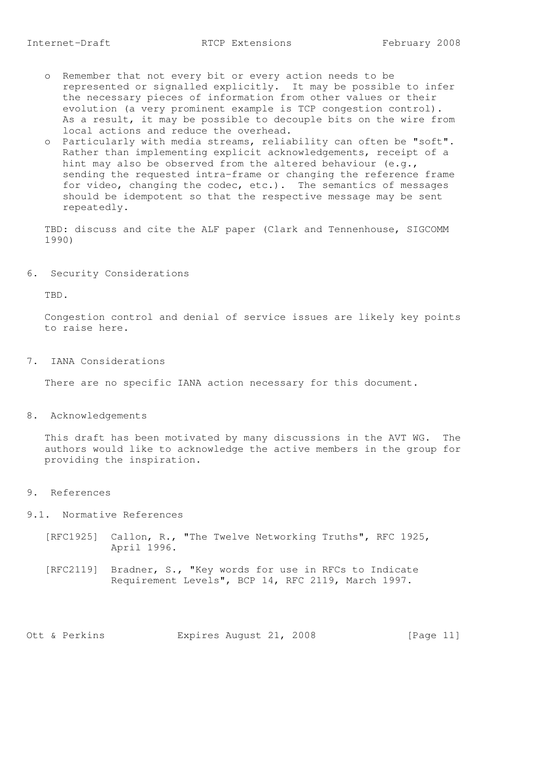- Remember that not every bit or every action needs to be represented or signalled explicitly. It may be possible to infer the necessary pieces of information from other values or their evolution (a very prominent example is TCP congestion control). As a result, it may be possible to decouple bits on the wire from local actions and reduce the overhead.
- Particularly with media streams, reliability can often be "soft". Rather than implementing explicit acknowledgements, receipt of a hint may also be observed from the altered behaviour (e.g., sending the requested intra-frame or changing the reference frame for video, changing the codec, etc.). The semantics of messages should be idempotent so that the respective message may be sent repeatedly.

TBD: discuss and cite the ALF paper (Clark and Tennenhouse, SIGCOMM 1990)

## 6. Security Considerations

TBD.

Congestion control and denial of service issues are likely key points to raise here.

## 7. IANA Considerations

There are no specific IANA action necessary for this document.

## 8. Acknowledgements

This draft has been motivated by many discussions in the AVT WG. The authors would like to acknowledge the active members in the group for providing the inspiration.

## 9. References

### 9.1. Normative References

[RFC1925] Callon, R., "The Twelve Networking Truths", RFC 1925, April 1996.

[RFC2119] Bradner, S., "Key words for use in RFCs to Indicate Requirement Levels", BCP 14, RFC 2119, March 1997.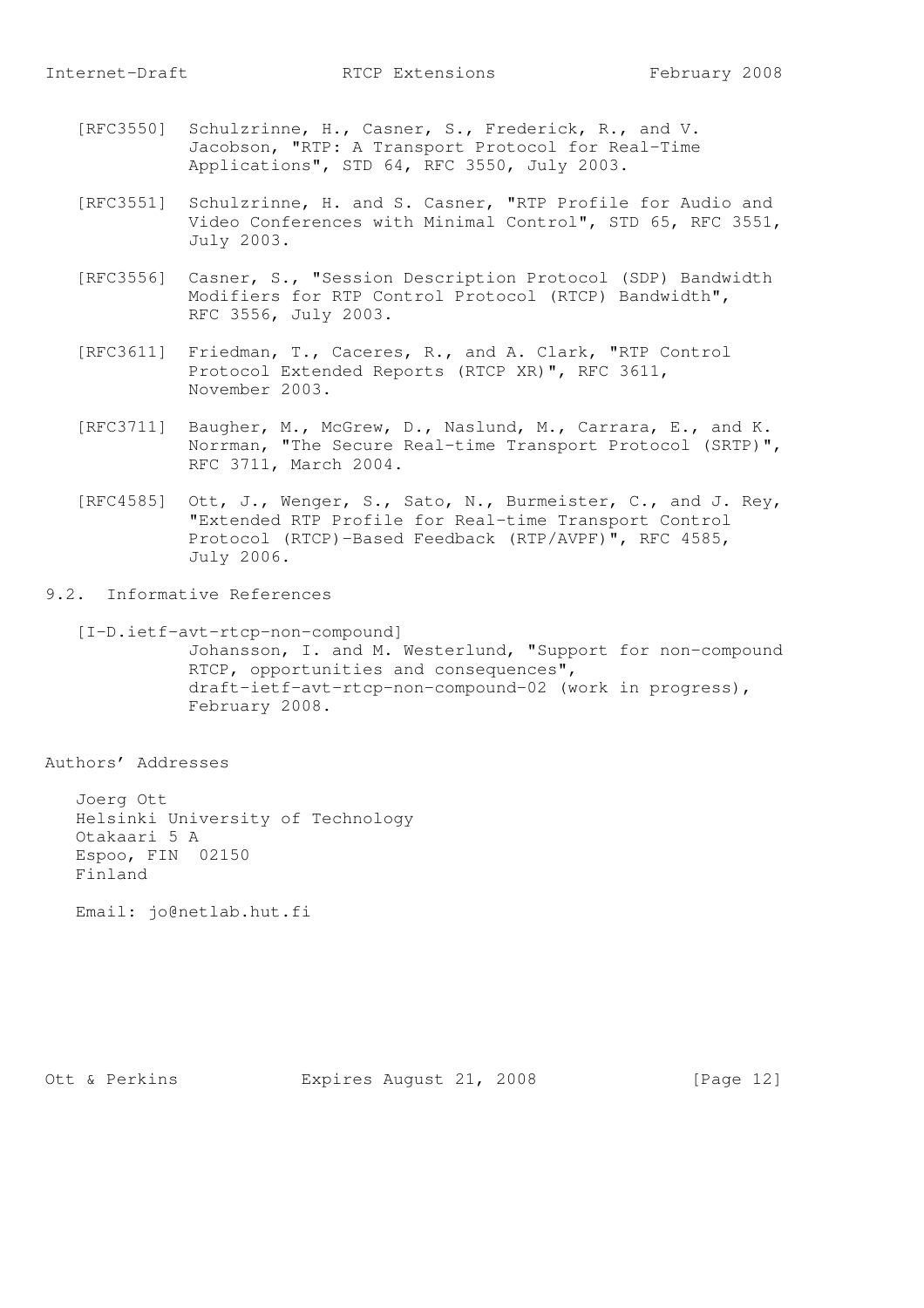[RFC3550] Schulzrinne, H., Casner, S., Frederick, R., and V. Jacobson, "RTP: A Transport Protocol for Real-Time Applications", STD 64, RFC 3550, July 2003.

[RFC3551] Schulzrinne, H. and S. Casner, "RTP Profile for Audio and Video Conferences with Minimal Control", STD 65, RFC 3551, July 2003.

[RFC3556] Casner, S., "Session Description Protocol (SDP) Bandwidth Modifiers for RTP Control Protocol (RTCP) Bandwidth", RFC 3556, July 2003.

[RFC3611] Friedman, T., Caceres, R., and A. Clark, "RTP Control Protocol Extended Reports (RTCP XR)", RFC 3611, November 2003.

[RFC3711] Baugher, M., McGrew, D., Naslund, M., Carrara, E., and K. Norrman, "The Secure Real-time Transport Protocol (SRTP)", RFC 3711, March 2004.

[RFC4585] Ott, J., Wenger, S., Sato, N., Burmeister, C., and J. Rey, "Extended RTP Profile for Real-time Transport Control Protocol (RTCP)-Based Feedback (RTP/AVPF)", RFC 4585, July 2006.

## 9.2. Informative References

[I-D.ietf-avt-rtcp-non-compound] Johansson, I. and M. Westerlund, "Support for non-compound RTCP, opportunities and consequences", draft-ietf-avt-rtcp-non-compound-02 (work in progress), February 2008.

# Authors' Addresses

Joerg Ott
Helsinki University of Technology
Otakaari 5 A
Espoo, FIN 02150
Finland

Email: jo@netlab.hut.fi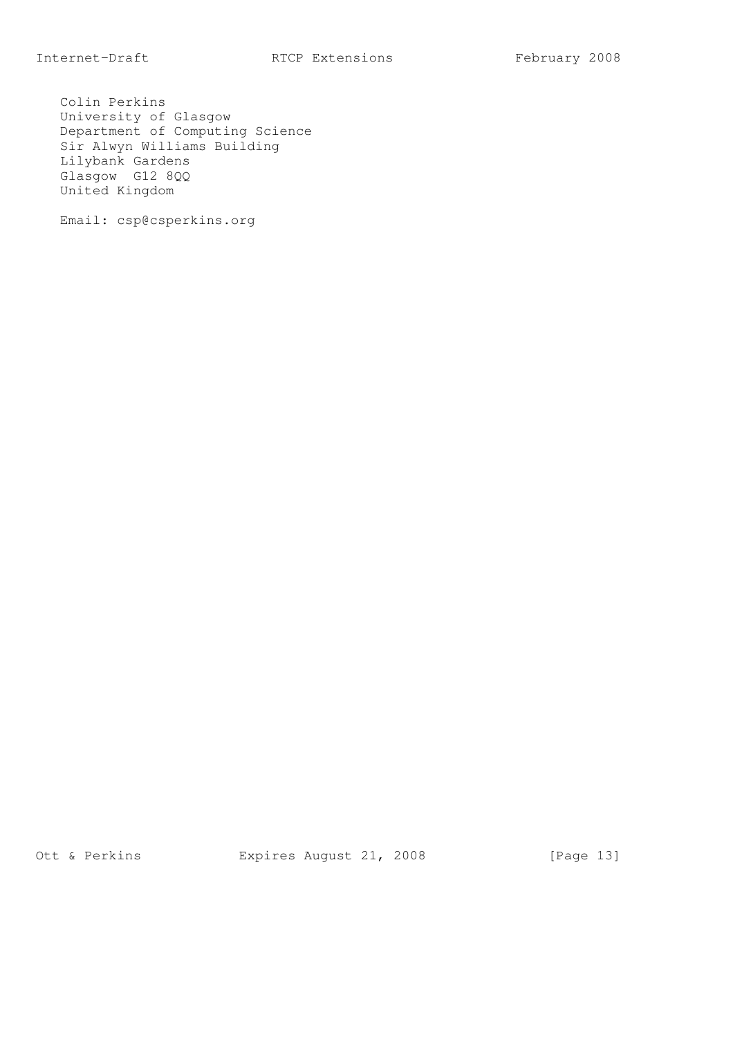Colin Perkins
University of Glasgow
Department of Computing Science
Sir Alwyn Williams Building
Lilybank Gardens
Glasgow  G12 8QQ
United Kingdom

Email: csp@csperkins.org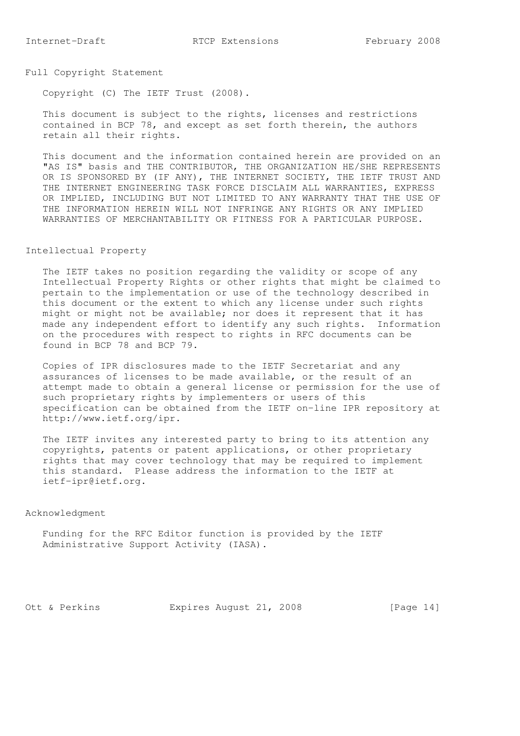## Full Copyright Statement

Copyright (C) The IETF Trust (2008).

This document is subject to the rights, licenses and restrictions contained in BCP 78, and except as set forth therein, the authors retain all their rights.

This document and the information contained herein are provided on an "AS IS" basis and THE CONTRIBUTOR, THE ORGANIZATION HE/SHE REPRESENTS OR IS SPONSORED BY (IF ANY), THE INTERNET SOCIETY, THE IETF TRUST AND THE INTERNET ENGINEERING TASK FORCE DISCLAIM ALL WARRANTIES, EXPRESS OR IMPLIED, INCLUDING BUT NOT LIMITED TO ANY WARRANTY THAT THE USE OF THE INFORMATION HEREIN WILL NOT INFRINGE ANY RIGHTS OR ANY IMPLIED WARRANTIES OF MERCHANTABILITY OR FITNESS FOR A PARTICULAR PURPOSE.

## Intellectual Property

The IETF takes no position regarding the validity or scope of any Intellectual Property Rights or other rights that might be claimed to pertain to the implementation or use of the technology described in this document or the extent to which any license under such rights might or might not be available; nor does it represent that it has made any independent effort to identify any such rights. Information on the procedures with respect to rights in RFC documents can be found in BCP 78 and BCP 79.

Copies of IPR disclosures made to the IETF Secretariat and any assurances of licenses to be made available, or the result of an attempt made to obtain a general license or permission for the use of such proprietary rights by implementers or users of this specification can be obtained from the IETF on-line IPR repository at http://www.ietf.org/ipr.

The IETF invites any interested party to bring to its attention any copyrights, patents or patent applications, or other proprietary rights that may cover technology that may be required to implement this standard. Please address the information to the IETF at ietf-ipr@ietf.org.

## Acknowledgment

Funding for the RFC Editor function is provided by the IETF Administrative Support Activity (IASA).